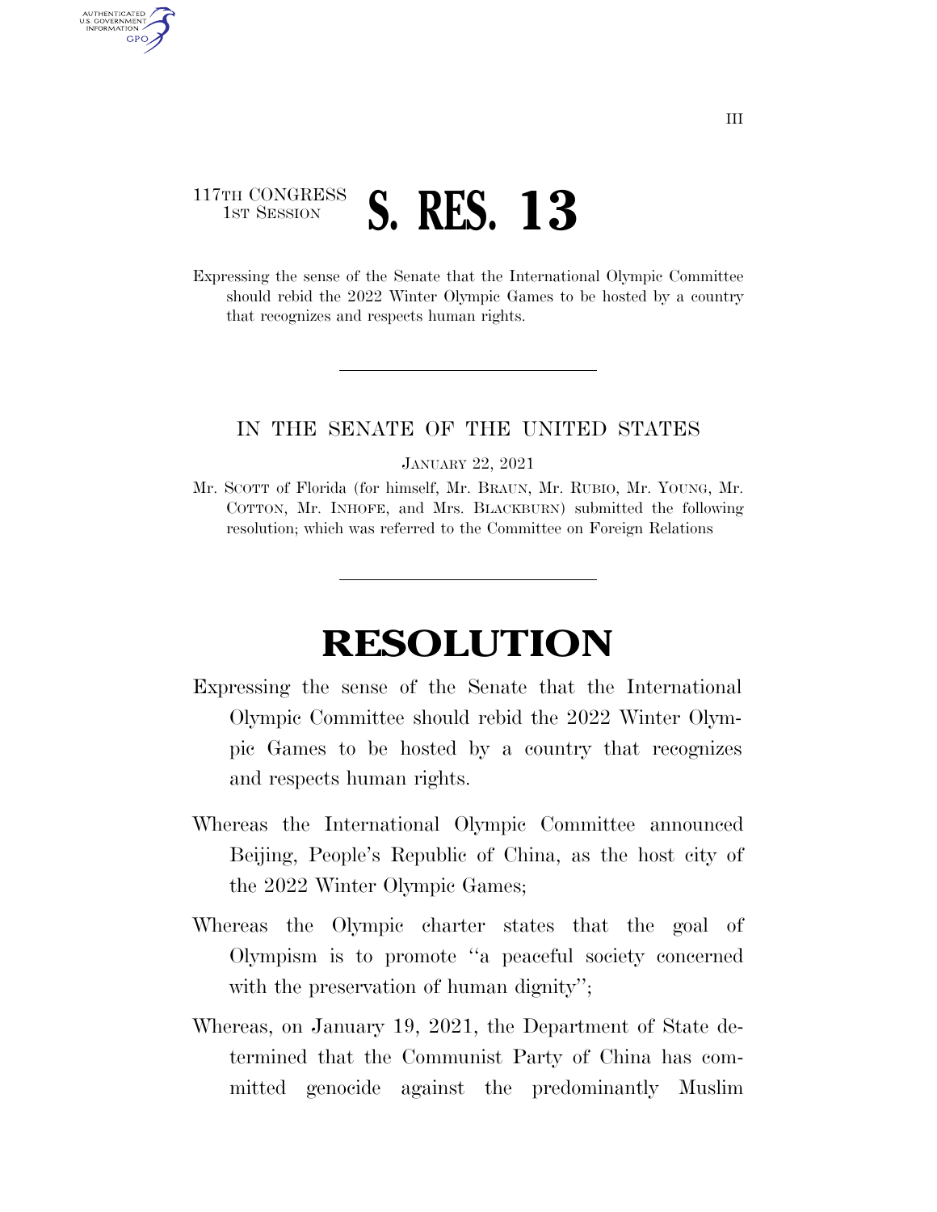117TH CONGRESS
1ST SESSION

# S. RES. 13

Expressing the sense of the Senate that the International Olympic Committee should rebid the 2022 Winter Olympic Games to be hosted by a country that recognizes and respects human rights.

---

IN THE SENATE OF THE UNITED STATES

JANUARY 22, 2021

Mr. SCOTT of Florida (for himself, Mr. BRAUN, Mr. RUBIO, Mr. YOUNG, Mr. COTTON, Mr. INHOFE, and Mrs. BLACKBURN) submitted the following resolution; which was referred to the Committee on Foreign Relations

---

# RESOLUTION

Expressing the sense of the Senate that the International Olympic Committee should rebid the 2022 Winter Olympic Games to be hosted by a country that recognizes and respects human rights.

Whereas the International Olympic Committee announced Beijing, People's Republic of China, as the host city of the 2022 Winter Olympic Games;

Whereas the Olympic charter states that the goal of Olympism is to promote "a peaceful society concerned with the preservation of human dignity";

Whereas, on January 19, 2021, the Department of State determined that the Communist Party of China has committed genocide against the predominantly Muslim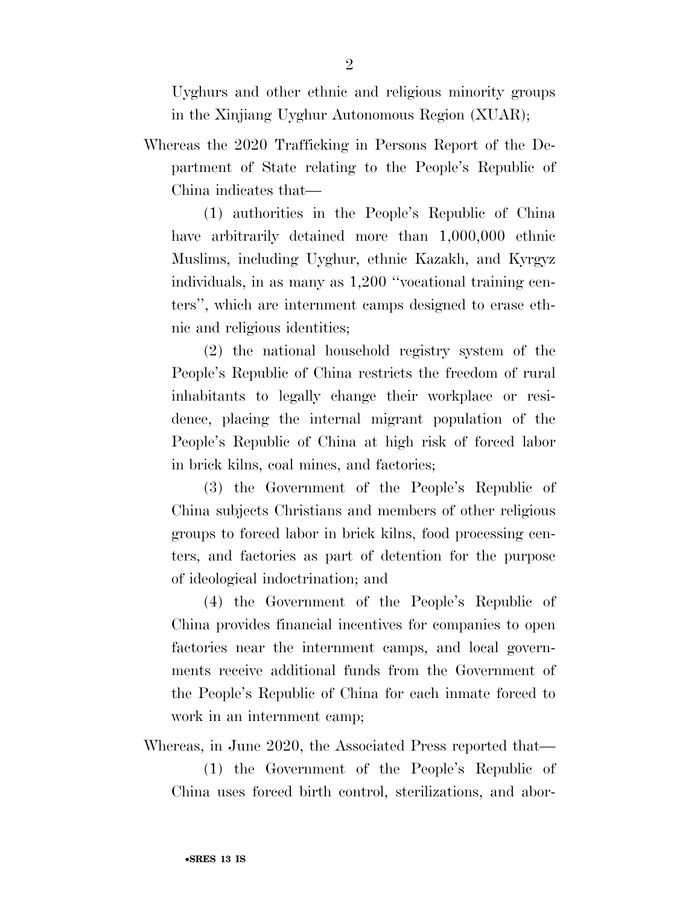Uyghurs and other ethnic and religious minority groups in the Xinjiang Uyghur Autonomous Region (XUAR);

Whereas the 2020 Trafficking in Persons Report of the Department of State relating to the People's Republic of China indicates that—

(1) authorities in the People's Republic of China have arbitrarily detained more than 1,000,000 ethnic Muslims, including Uyghur, ethnic Kazakh, and Kyrgyz individuals, in as many as 1,200 "vocational training centers", which are internment camps designed to erase ethnic and religious identities;

(2) the national household registry system of the People's Republic of China restricts the freedom of rural inhabitants to legally change their workplace or residence, placing the internal migrant population of the People's Republic of China at high risk of forced labor in brick kilns, coal mines, and factories;

(3) the Government of the People's Republic of China subjects Christians and members of other religious groups to forced labor in brick kilns, food processing centers, and factories as part of detention for the purpose of ideological indoctrination; and

(4) the Government of the People's Republic of China provides financial incentives for companies to open factories near the internment camps, and local governments receive additional funds from the Government of the People's Republic of China for each inmate forced to work in an internment camp;

Whereas, in June 2020, the Associated Press reported that—

(1) the Government of the People's Republic of China uses forced birth control, sterilizations, and abor-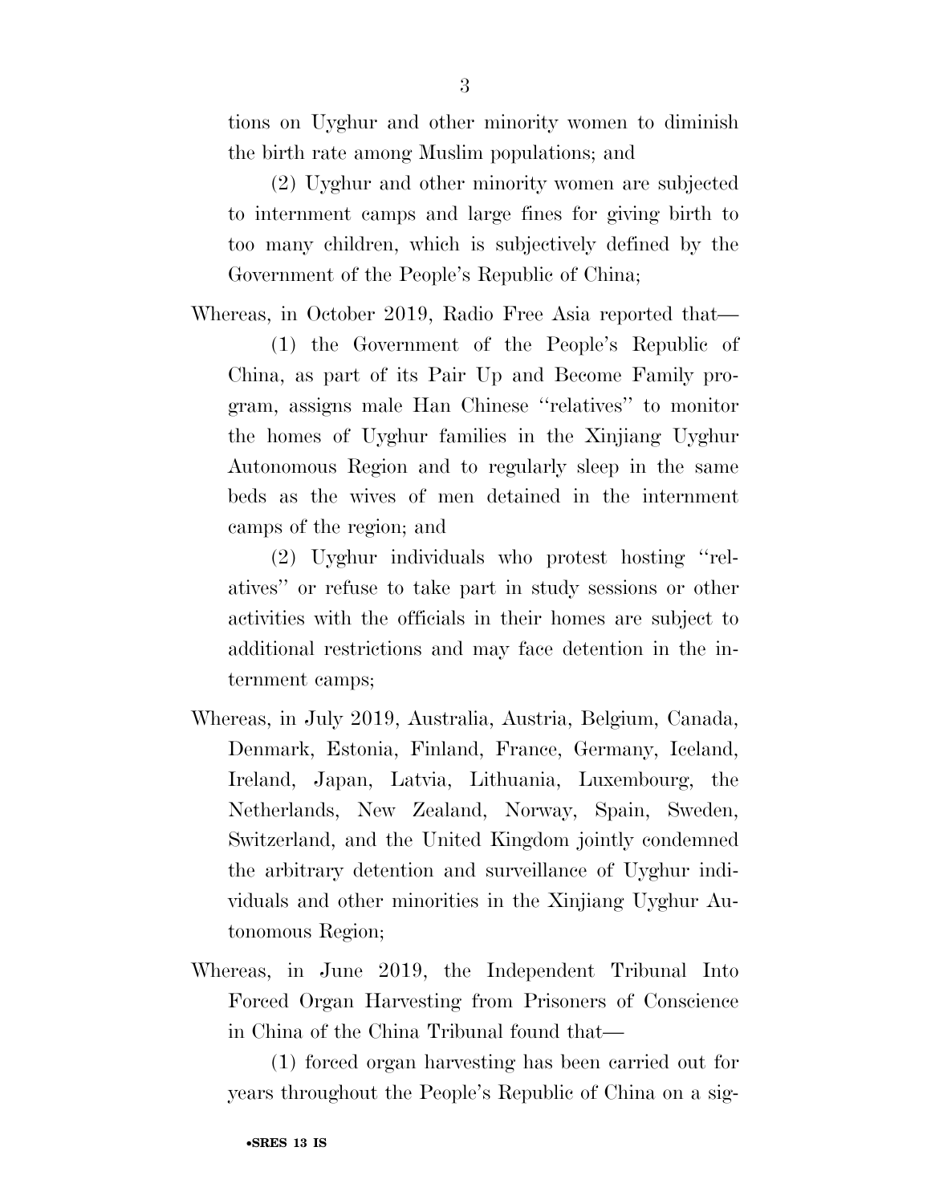tions on Uyghur and other minority women to diminish the birth rate among Muslim populations; and

(2) Uyghur and other minority women are subjected to internment camps and large fines for giving birth to too many children, which is subjectively defined by the Government of the People's Republic of China;

Whereas, in October 2019, Radio Free Asia reported that—

(1) the Government of the People's Republic of China, as part of its Pair Up and Become Family program, assigns male Han Chinese "relatives" to monitor the homes of Uyghur families in the Xinjiang Uyghur Autonomous Region and to regularly sleep in the same beds as the wives of men detained in the internment camps of the region; and

(2) Uyghur individuals who protest hosting "relatives" or refuse to take part in study sessions or other activities with the officials in their homes are subject to additional restrictions and may face detention in the internment camps;

Whereas, in July 2019, Australia, Austria, Belgium, Canada, Denmark, Estonia, Finland, France, Germany, Iceland, Ireland, Japan, Latvia, Lithuania, Luxembourg, the Netherlands, New Zealand, Norway, Spain, Sweden, Switzerland, and the United Kingdom jointly condemned the arbitrary detention and surveillance of Uyghur individuals and other minorities in the Xinjiang Uyghur Autonomous Region;

Whereas, in June 2019, the Independent Tribunal Into Forced Organ Harvesting from Prisoners of Conscience in China of the China Tribunal found that—

(1) forced organ harvesting has been carried out for years throughout the People's Republic of China on a sig-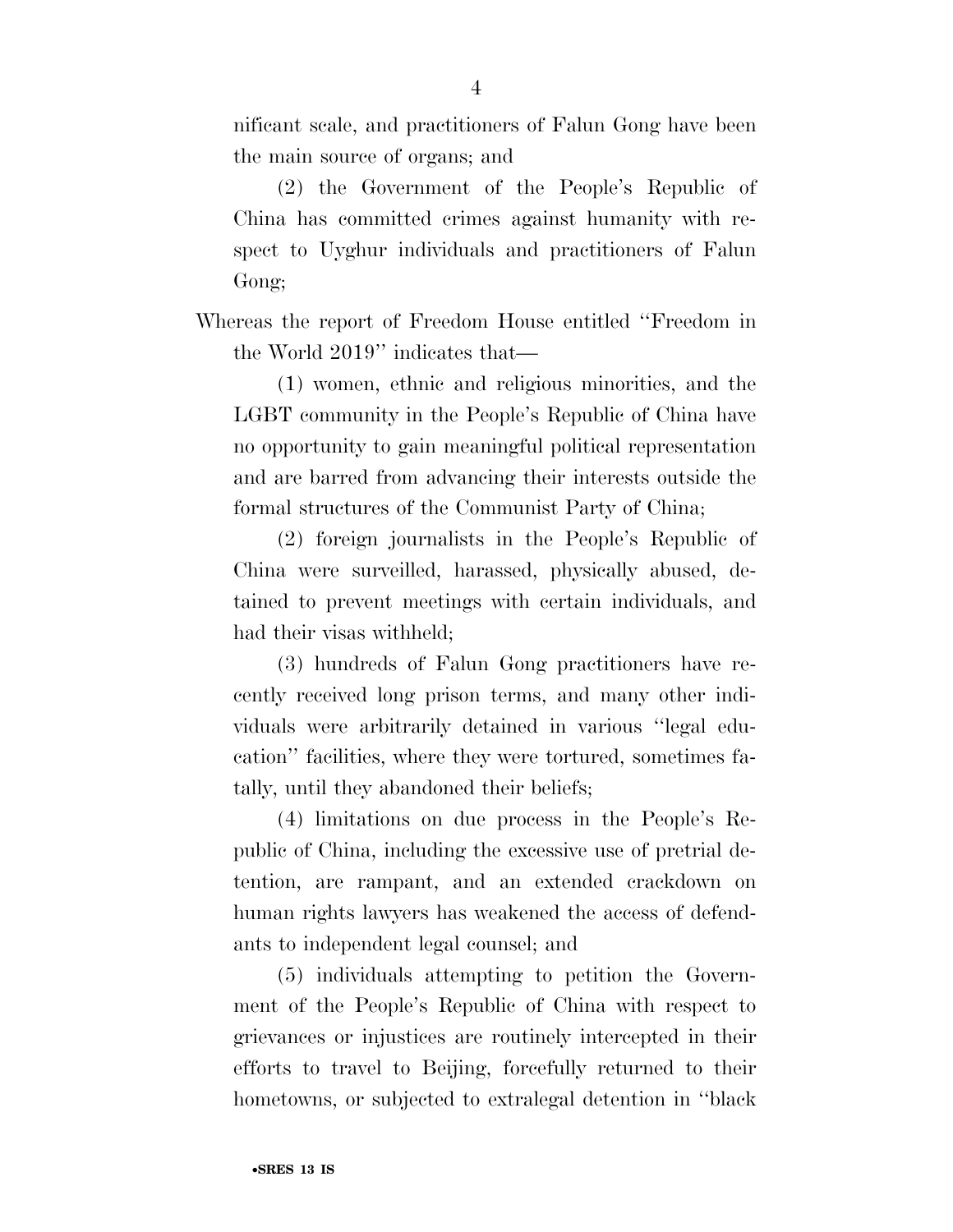nificant scale, and practitioners of Falun Gong have been the main source of organs; and

(2) the Government of the People's Republic of China has committed crimes against humanity with respect to Uyghur individuals and practitioners of Falun Gong;

Whereas the report of Freedom House entitled ''Freedom in the World 2019'' indicates that—

(1) women, ethnic and religious minorities, and the LGBT community in the People's Republic of China have no opportunity to gain meaningful political representation and are barred from advancing their interests outside the formal structures of the Communist Party of China;

(2) foreign journalists in the People's Republic of China were surveilled, harassed, physically abused, detained to prevent meetings with certain individuals, and had their visas withheld;

(3) hundreds of Falun Gong practitioners have recently received long prison terms, and many other individuals were arbitrarily detained in various ''legal education'' facilities, where they were tortured, sometimes fatally, until they abandoned their beliefs;

(4) limitations on due process in the People's Republic of China, including the excessive use of pretrial detention, are rampant, and an extended crackdown on human rights lawyers has weakened the access of defendants to independent legal counsel; and

(5) individuals attempting to petition the Government of the People's Republic of China with respect to grievances or injustices are routinely intercepted in their efforts to travel to Beijing, forcefully returned to their hometowns, or subjected to extralegal detention in ''black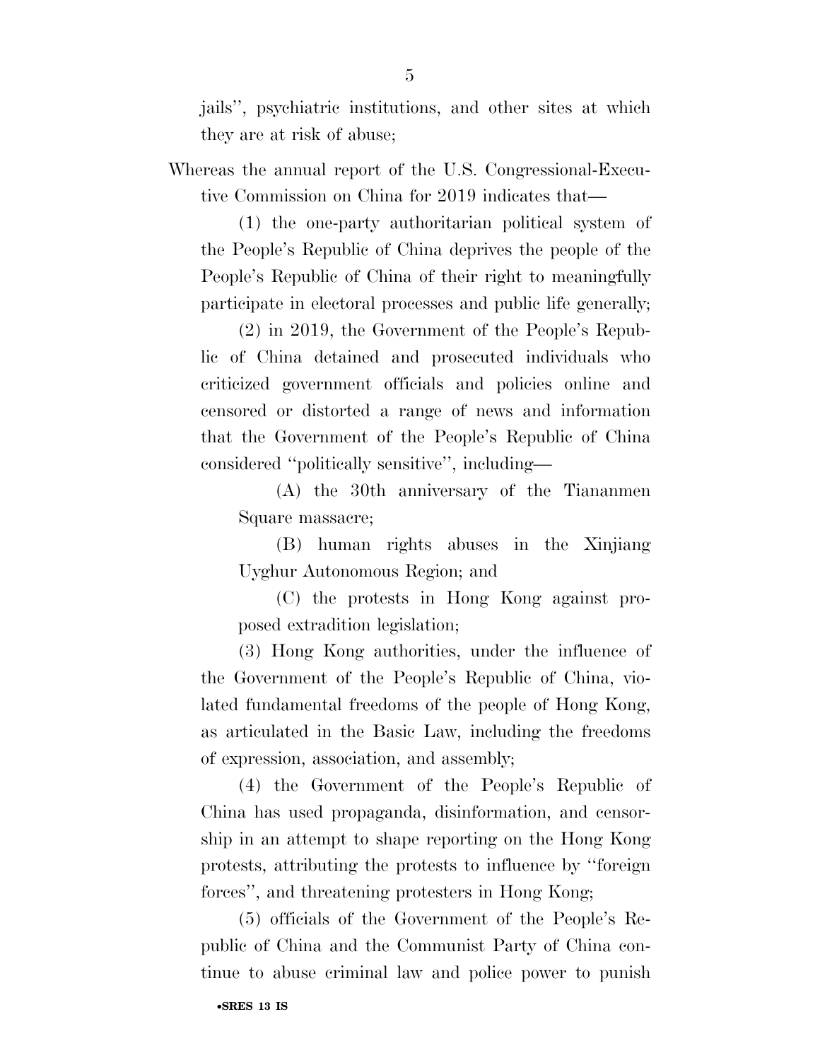jails'', psychiatric institutions, and other sites at which they are at risk of abuse;

Whereas the annual report of the U.S. Congressional-Executive Commission on China for 2019 indicates that—

(1) the one-party authoritarian political system of the People's Republic of China deprives the people of the People's Republic of China of their right to meaningfully participate in electoral processes and public life generally;

(2) in 2019, the Government of the People's Republic of China detained and prosecuted individuals who criticized government officials and policies online and censored or distorted a range of news and information that the Government of the People's Republic of China considered ''politically sensitive'', including—

(A) the 30th anniversary of the Tiananmen Square massacre;

(B) human rights abuses in the Xinjiang Uyghur Autonomous Region; and

(C) the protests in Hong Kong against proposed extradition legislation;

(3) Hong Kong authorities, under the influence of the Government of the People's Republic of China, violated fundamental freedoms of the people of Hong Kong, as articulated in the Basic Law, including the freedoms of expression, association, and assembly;

(4) the Government of the People's Republic of China has used propaganda, disinformation, and censorship in an attempt to shape reporting on the Hong Kong protests, attributing the protests to influence by ''foreign forces'', and threatening protesters in Hong Kong;

(5) officials of the Government of the People's Republic of China and the Communist Party of China continue to abuse criminal law and police power to punish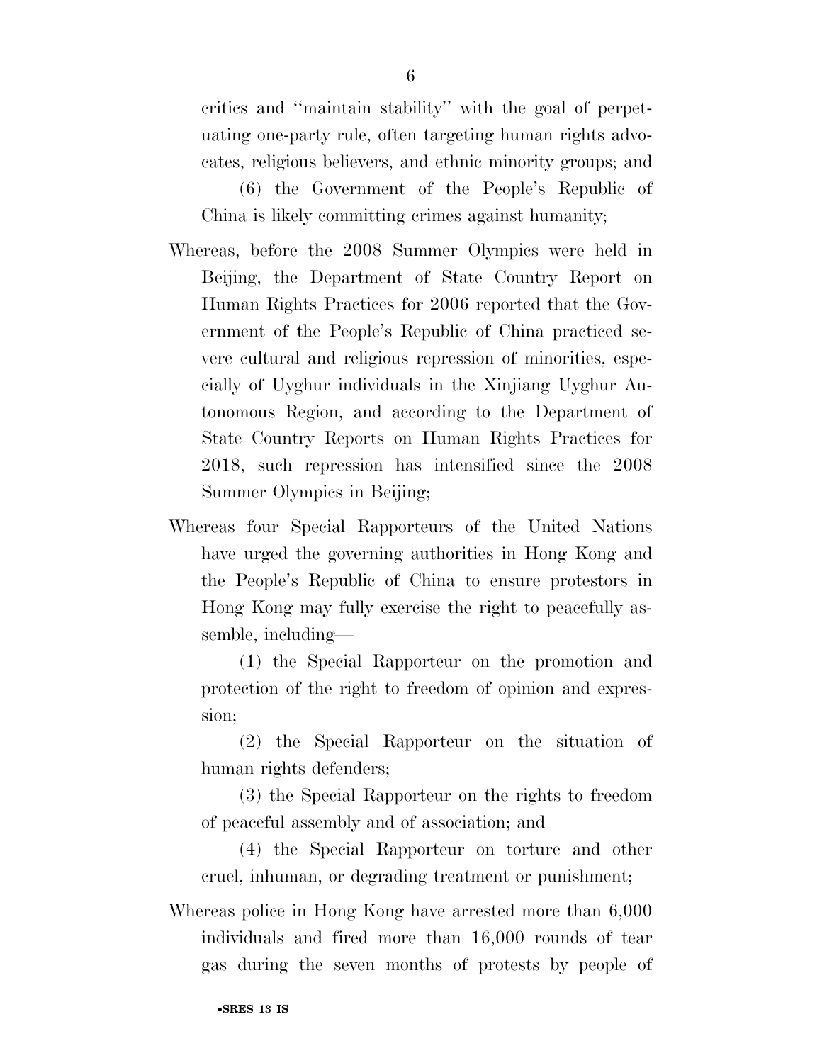critics and "maintain stability" with the goal of perpetuating one-party rule, often targeting human rights advocates, religious believers, and ethnic minority groups; and

(6) the Government of the People's Republic of China is likely committing crimes against humanity;

Whereas, before the 2008 Summer Olympics were held in Beijing, the Department of State Country Report on Human Rights Practices for 2006 reported that the Government of the People's Republic of China practiced severe cultural and religious repression of minorities, especially of Uyghur individuals in the Xinjiang Uyghur Autonomous Region, and according to the Department of State Country Reports on Human Rights Practices for 2018, such repression has intensified since the 2008 Summer Olympics in Beijing;

Whereas four Special Rapporteurs of the United Nations have urged the governing authorities in Hong Kong and the People's Republic of China to ensure protestors in Hong Kong may fully exercise the right to peacefully assemble, including—

(1) the Special Rapporteur on the promotion and protection of the right to freedom of opinion and expression;

(2) the Special Rapporteur on the situation of human rights defenders;

(3) the Special Rapporteur on the rights to freedom of peaceful assembly and of association; and

(4) the Special Rapporteur on torture and other cruel, inhuman, or degrading treatment or punishment;

Whereas police in Hong Kong have arrested more than 6,000 individuals and fired more than 16,000 rounds of tear gas during the seven months of protests by people of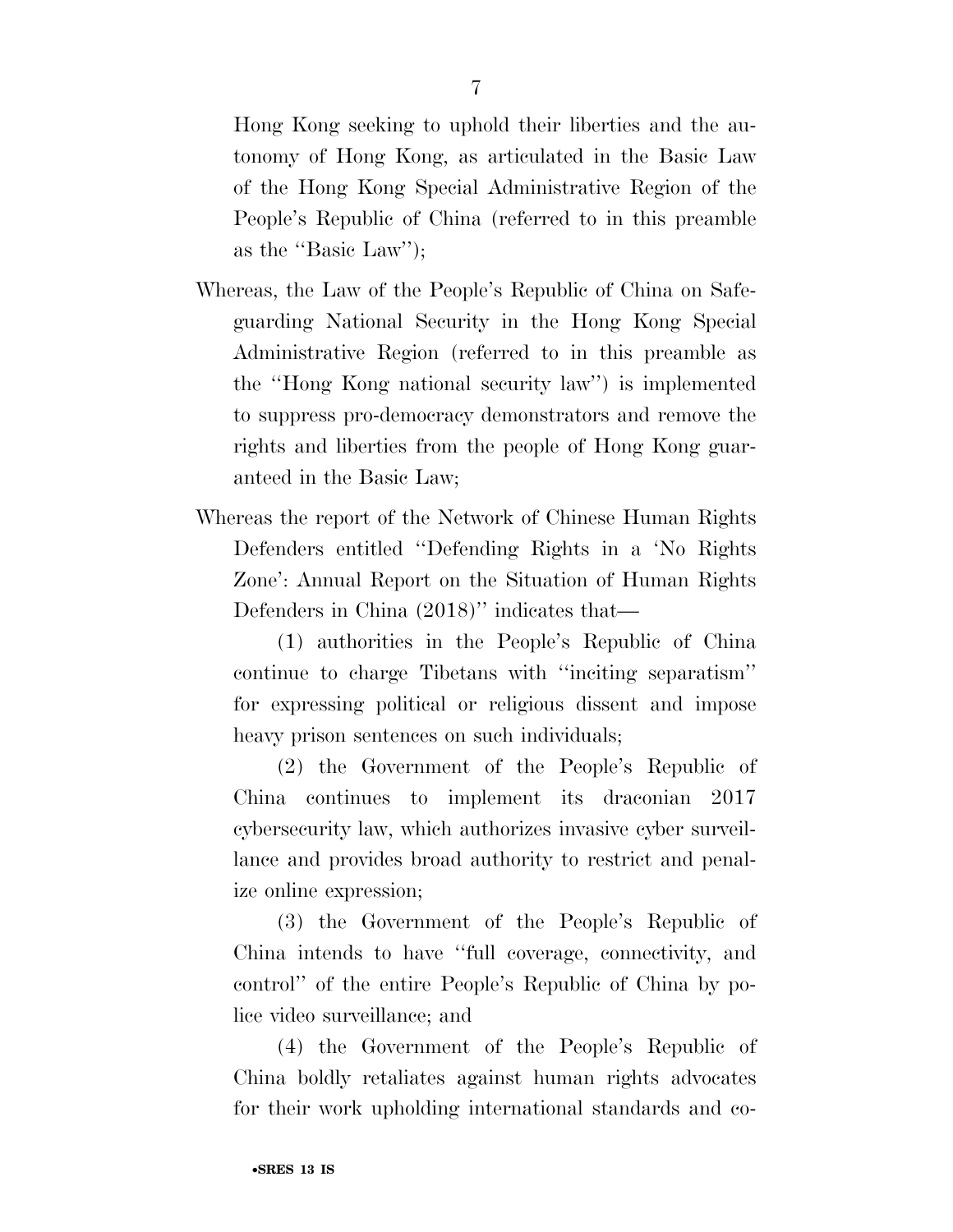Hong Kong seeking to uphold their liberties and the autonomy of Hong Kong, as articulated in the Basic Law of the Hong Kong Special Administrative Region of the People's Republic of China (referred to in this preamble as the "Basic Law");

Whereas, the Law of the People's Republic of China on Safeguarding National Security in the Hong Kong Special Administrative Region (referred to in this preamble as the "Hong Kong national security law") is implemented to suppress pro-democracy demonstrators and remove the rights and liberties from the people of Hong Kong guaranteed in the Basic Law;

Whereas the report of the Network of Chinese Human Rights Defenders entitled "Defending Rights in a 'No Rights Zone': Annual Report on the Situation of Human Rights Defenders in China (2018)" indicates that—

(1) authorities in the People's Republic of China continue to charge Tibetans with "inciting separatism" for expressing political or religious dissent and impose heavy prison sentences on such individuals;

(2) the Government of the People's Republic of China continues to implement its draconian 2017 cybersecurity law, which authorizes invasive cyber surveillance and provides broad authority to restrict and penalize online expression;

(3) the Government of the People's Republic of China intends to have "full coverage, connectivity, and control" of the entire People's Republic of China by police video surveillance; and

(4) the Government of the People's Republic of China boldly retaliates against human rights advocates for their work upholding international standards and co-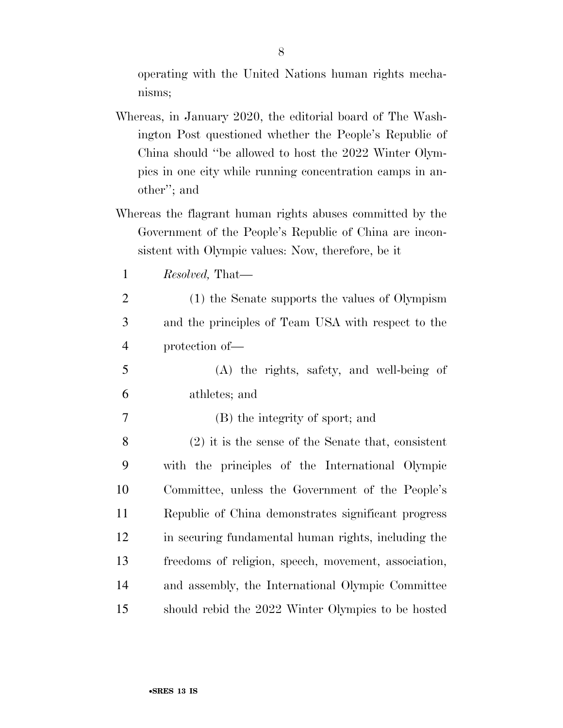operating with the United Nations human rights mechanisms;

Whereas, in January 2020, the editorial board of The Washington Post questioned whether the People's Republic of China should "be allowed to host the 2022 Winter Olympics in one city while running concentration camps in another"; and

Whereas the flagrant human rights abuses committed by the Government of the People's Republic of China are inconsistent with Olympic values: Now, therefore, be it

*Resolved,* That—

(1) the Senate supports the values of Olympism and the principles of Team USA with respect to the protection of—

(A) the rights, safety, and well-being of athletes; and

(B) the integrity of sport; and

(2) it is the sense of the Senate that, consistent with the principles of the International Olympic Committee, unless the Government of the People's Republic of China demonstrates significant progress in securing fundamental human rights, including the freedoms of religion, speech, movement, association, and assembly, the International Olympic Committee should rebid the 2022 Winter Olympics to be hosted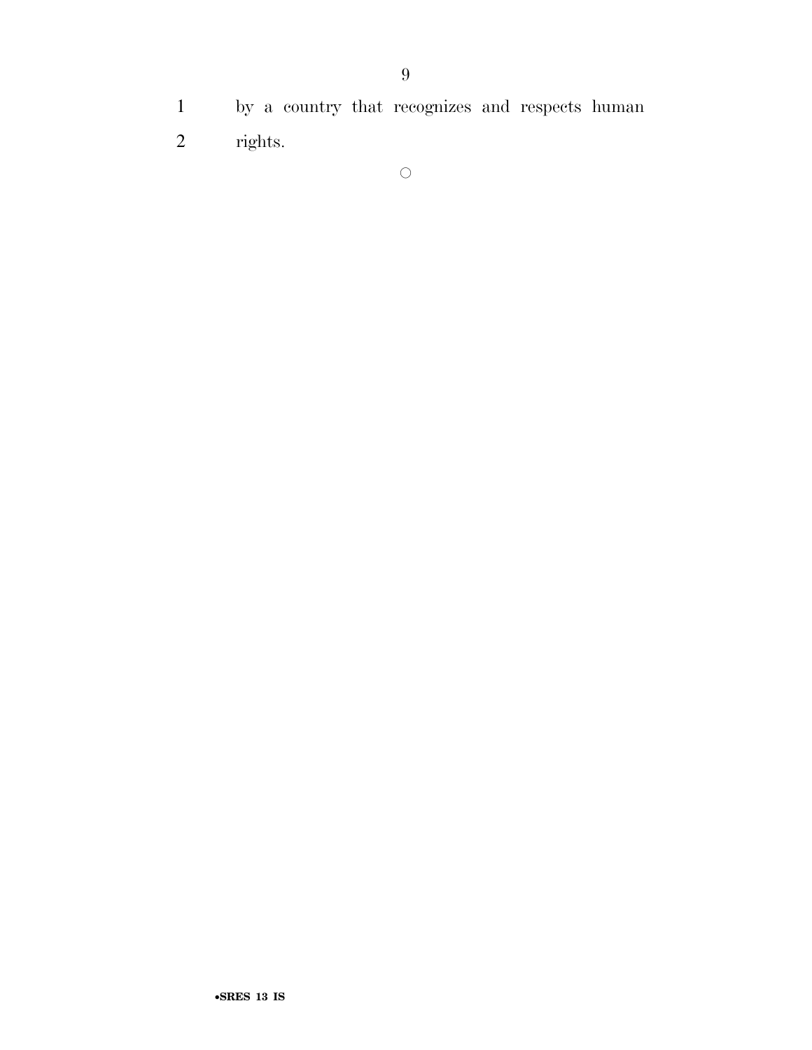by a country that recognizes and respects human rights.

○